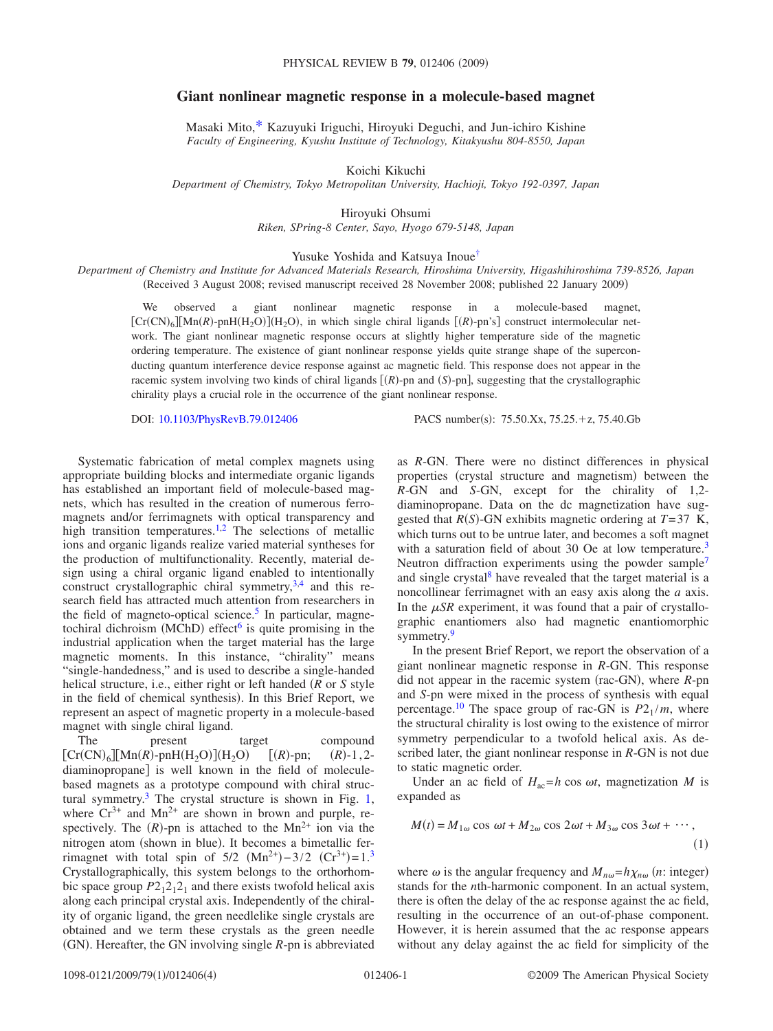# Giant nonlinear magnetic response in a molecule-based magnet

Masaki Mito,[*] Kazuyuki Iriguchi, Hiroyuki Deguchi, and Jun-ichiro Kishine
*Faculty of Engineering, Kyushu Institute of Technology, Kitakyushu 804-8550, Japan*

Koichi Kikuchi
*Department of Chemistry, Tokyo Metropolitan University, Hachioji, Tokyo 192-0397, Japan*

Hiroyuki Ohsumi
*Riken, SPring-8 Center, Sayo, Hyogo 679-5148, Japan*

Yusuke Yoshida and Katsuya Inoue[†]
*Department of Chemistry and Institute for Advanced Materials Research, Hiroshima University, Higashihiroshima 739-8526, Japan*
(Received 3 August 2008; revised manuscript received 28 November 2008; published 22 January 2009)

We observed a giant nonlinear magnetic response in a molecule-based magnet, $[Cr(CN)_6][Mn(R)\text{-pnH}(H_2O)](H_2O)$, in which single chiral ligands [(*R*)-pn's] construct intermolecular network. The giant nonlinear magnetic response occurs at slightly higher temperature side of the magnetic ordering temperature. The existence of giant nonlinear response yields quite strange shape of the superconducting quantum interference device response against ac magnetic field. This response does not appear in the racemic system involving two kinds of chiral ligands [(*R*)-pn and (*S*)-pn], suggesting that the crystallographic chirality plays a crucial role in the occurrence of the giant nonlinear response.

DOI: 10.1103/PhysRevB.79.012406 PACS number(s): 75.50.Xx, 75.25.+z, 75.40.Gb

Systematic fabrication of metal complex magnets using appropriate building blocks and intermediate organic ligands has established an important field of molecule-based magnets, which has resulted in the creation of numerous ferromagnets and/or ferrimagnets with optical transparency and high transition temperatures.[1,2] The selections of metallic ions and organic ligands realize varied material syntheses for the production of multifunctionality. Recently, material design using a chiral organic ligand enabled to intentionally construct crystallographic chiral symmetry,[3,4] and this research field has attracted much attention from researchers in the field of magneto-optical science.[5] In particular, magnetochiral dichroism (MChD) effect[6] is quite promising in the industrial application when the target material has the large magnetic moments. In this instance, "chirality" means "single-handedness," and is used to describe a single-handed helical structure, i.e., either right or left handed (*R* or *S* style in the field of chemical synthesis). In this Brief Report, we represent an aspect of magnetic property in a molecule-based magnet with single chiral ligand.

The present target compound $[Cr(CN)_6][Mn(R)\text{-pnH}(H_2O)](H_2O)$ [(*R*)-pn; (*R*)-1,2-diaminopropane] is well known in the field of molecule-based magnets as a prototype compound with chiral structural symmetry.[3] The crystal structure is shown in Fig. 1, where $Cr^{3+}$ and $Mn^{2+}$ are shown in brown and purple, respectively. The (*R*)-pn is attached to the $Mn^{2+}$ ion via the nitrogen atom (shown in blue). It becomes a bimetallic ferrimagnet with total spin of 5/2 ($Mn^{2+}$)−3/2 ($Cr^{3+}$)=1.[3] Crystallographically, this system belongs to the orthorhombic space group $P2_12_12_1$ and there exists twofold helical axis along each principal crystal axis. Independently of the chirality of organic ligand, the green needlelike single crystals are obtained and we term these crystals as the green needle (GN). Hereafter, the GN involving single *R*-pn is abbreviated as *R*-GN. There were no distinct differences in physical properties (crystal structure and magnetism) between the *R*-GN and *S*-GN, except for the chirality of 1,2-diaminopropane. Data on the dc magnetization have suggested that *R*(*S*)-GN exhibits magnetic ordering at $T=37$ K, which turns out to be untrue later, and becomes a soft magnet with a saturation field of about 30 Oe at low temperature.[3] Neutron diffraction experiments using the powder sample[7] and single crystal[8] have revealed that the target material is a noncollinear ferrimagnet with an easy axis along the *a* axis. In the $\mu SR$ experiment, it was found that a pair of crystallographic enantiomers also had magnetic enantiomorphic symmetry.[9]

In the present Brief Report, we report the observation of a giant nonlinear magnetic response in *R*-GN. This response did not appear in the racemic system (rac-GN), where *R*-pn and *S*-pn were mixed in the process of synthesis with equal percentage.[10] The space group of rac-GN is $P2_1/m$, where the structural chirality is lost owing to the existence of mirror symmetry perpendicular to a twofold helical axis. As described later, the giant nonlinear response in *R*-GN is not due to static magnetic order.

Under an ac field of $H_{ac}=h\cos\omega t$, magnetization $M$ is expanded as

$$M(t) = M_{1\omega}\cos\omega t + M_{2\omega}\cos 2\omega t + M_{3\omega}\cos 3\omega t + \cdots, \tag{1}$$

where $\omega$ is the angular frequency and $M_{n\omega}=h\chi_{n\omega}$ ($n$: integer) stands for the $n$th-harmonic component. In an actual system, there is often the delay of the ac response against the ac field, resulting in the occurrence of an out-of-phase component. However, it is herein assumed that the ac response appears without any delay against the ac field for simplicity of the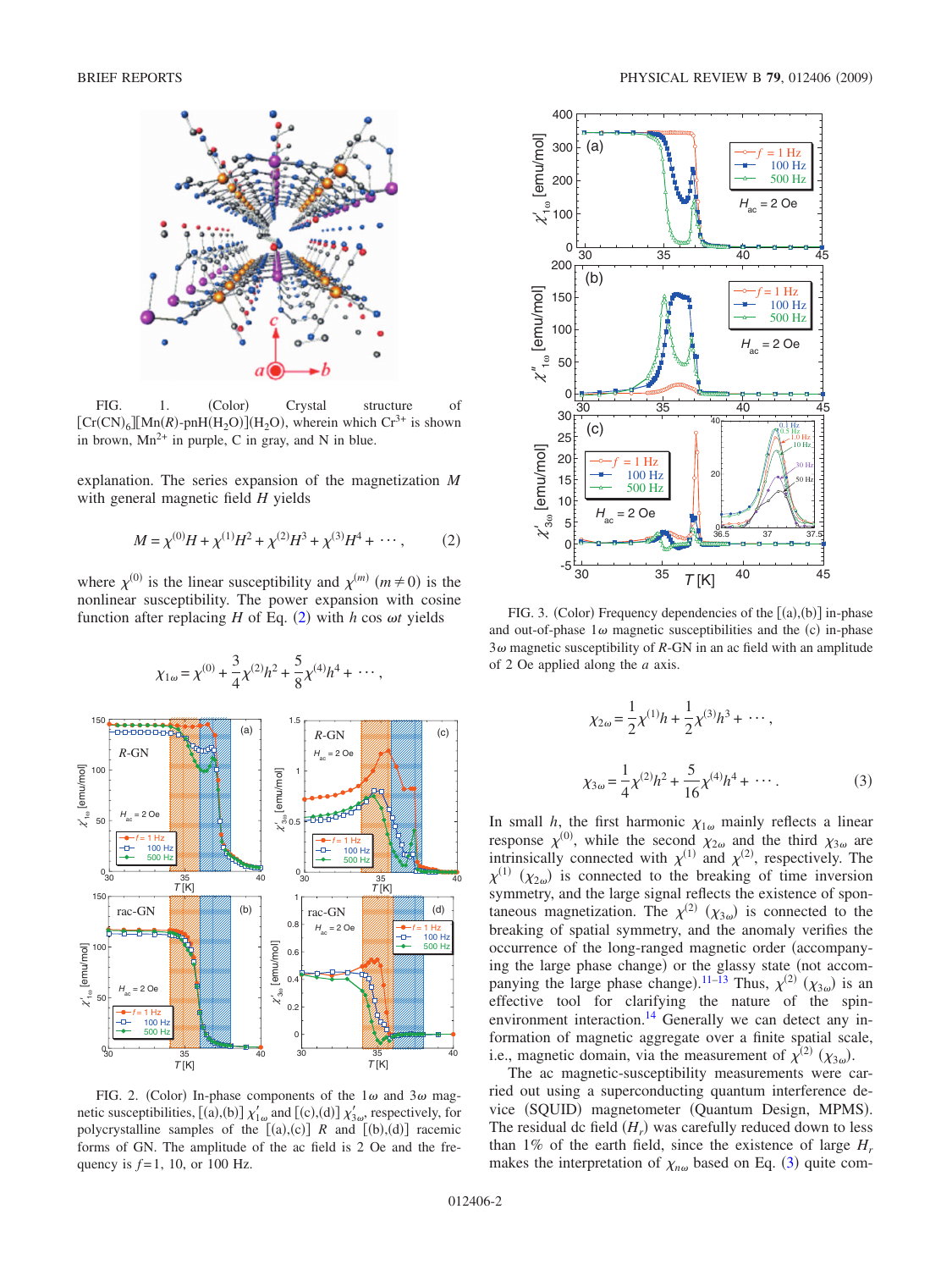FIG. 1. (Color) Crystal structure of $[Cr(CN)_6][Mn(R)\text{-}pnH(H_2O)](H_2O)$, wherein which $Cr^{3+}$ is shown in brown, $Mn^{2+}$ in purple, C in gray, and N in blue.

explanation. The series expansion of the magnetization $M$ with general magnetic field $H$ yields

$$M = \chi^{(0)}H + \chi^{(1)}H^2 + \chi^{(2)}H^3 + \chi^{(3)}H^4 + \cdots, \quad (2)$$

where $\chi^{(0)}$ is the linear susceptibility and $\chi^{(m)}$ $(m \neq 0)$ is the nonlinear susceptibility. The power expansion with cosine function after replacing $H$ of Eq. (2) with $h \cos \omega t$ yields

$$\chi_{1\omega} = \chi^{(0)} + \frac{3}{4}\chi^{(2)}h^2 + \frac{5}{8}\chi^{(4)}h^4 + \cdots,$$

$$\chi_{2\omega} = \frac{1}{2}\chi^{(1)}h + \frac{1}{2}\chi^{(3)}h^3 + \cdots,$$

$$\chi_{3\omega} = \frac{1}{4}\chi^{(2)}h^2 + \frac{5}{16}\chi^{(4)}h^4 + \cdots. \quad (3)$$

In small $h$, the first harmonic $\chi_{1\omega}$ mainly reflects a linear response $\chi^{(0)}$, while the second $\chi_{2\omega}$ and the third $\chi_{3\omega}$ are intrinsically connected with $\chi^{(1)}$ and $\chi^{(2)}$, respectively. The $\chi^{(1)}$ $(\chi_{2\omega})$ is connected to the breaking of time inversion symmetry, and the large signal reflects the existence of spontaneous magnetization. The $\chi^{(2)}$ $(\chi_{3\omega})$ is connected to the breaking of spatial symmetry, and the anomaly verifies the occurrence of the long-ranged magnetic order (accompanying the large phase change) or the glassy state (not accompanying the large phase change).[11–13] Thus, $\chi^{(2)}$ $(\chi_{3\omega})$ is an effective tool for clarifying the nature of the spin-environment interaction.[14] Generally we can detect any information of magnetic aggregate over a finite spatial scale, i.e., magnetic domain, via the measurement of $\chi^{(2)}$ $(\chi_{3\omega})$.

The ac magnetic-susceptibility measurements were carried out using a superconducting quantum interference device (SQUID) magnetometer (Quantum Design, MPMS). The residual dc field $(H_r)$ was carefully reduced down to less than 1% of the earth field, since the existence of large $H_r$ makes the interpretation of $\chi_{n\omega}$ based on Eq. (3) quite com-

FIG. 2. (Color) In-phase components of the $1\omega$ and $3\omega$ magnetic susceptibilities, [(a),(b)] $\chi'_{1\omega}$ and [(c),(d)] $\chi'_{3\omega}$, respectively, for polycrystalline samples of the [(a),(c)] $R$ and [(b),(d)] racemic forms of GN. The amplitude of the ac field is 2 Oe and the frequency is $f = 1$, 10, or 100 Hz.

FIG. 3. (Color) Frequency dependencies of the [(a),(b)] in-phase and out-of-phase $1\omega$ magnetic susceptibilities and the (c) in-phase $3\omega$ magnetic susceptibility of $R$-GN in an ac field with an amplitude of 2 Oe applied along the $a$ axis.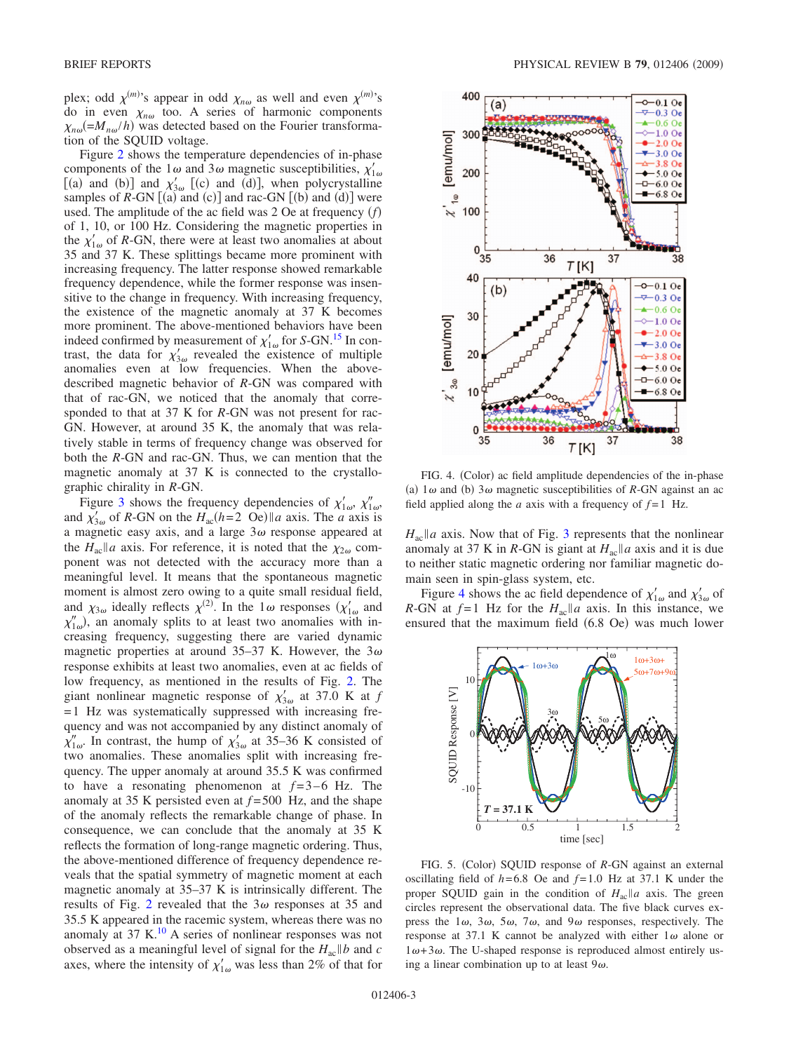plex; odd $\chi^{(m)}$'s appear in odd $\chi_{n\omega}$ as well and even $\chi^{(m)}$'s do in even $\chi_{n\omega}$ too. A series of harmonic components $\chi_{n\omega}(=M_{n\omega}/h)$ was detected based on the Fourier transformation of the SQUID voltage.

Figure 2 shows the temperature dependencies of in-phase components of the $1\omega$ and $3\omega$ magnetic susceptibilities, $\chi'_{1\omega}$ [(a) and (b)] and $\chi'_{3\omega}$ [(c) and (d)], when polycrystalline samples of *R*-GN [(a) and (c)] and rac-GN [(b) and (d)] were used. The amplitude of the ac field was 2 Oe at frequency ($f$) of 1, 10, or 100 Hz. Considering the magnetic properties in the $\chi'_{1\omega}$ of *R*-GN, there were at least two anomalies at about 35 and 37 K. These splittings became more prominent with increasing frequency. The latter response showed remarkable frequency dependence, while the former response was insensitive to the change in frequency. With increasing frequency, the existence of the magnetic anomaly at 37 K becomes more prominent. The above-mentioned behaviors have been indeed confirmed by measurement of $\chi'_{1\omega}$ for *S*-GN.[15] In contrast, the data for $\chi'_{3\omega}$ revealed the existence of multiple anomalies even at low frequencies. When the above-described magnetic behavior of *R*-GN was compared with that of rac-GN, we noticed that the anomaly that corresponded to that at 37 K for *R*-GN was not present for rac-GN. However, at around 35 K, the anomaly that was relatively stable in terms of frequency change was observed for both the *R*-GN and rac-GN. Thus, we can mention that the magnetic anomaly at 37 K is connected to the crystallographic chirality in *R*-GN.

Figure 3 shows the frequency dependencies of $\chi'_{1\omega}$, $\chi''_{1\omega}$, and $\chi'_{3\omega}$ of *R*-GN on the $H_{ac}(h=2\ \text{Oe})\|a$ axis. The *a* axis is a magnetic easy axis, and a large $3\omega$ response appeared at the $H_{ac}\|a$ axis. For reference, it is noted that the $\chi_{2\omega}$ component was not detected with the accuracy more than a meaningful level. It means that the spontaneous magnetic moment is almost zero owing to a quite small residual field, and $\chi_{3\omega}$ ideally reflects $\chi^{(2)}$. In the $1\omega$ responses ($\chi'_{1\omega}$ and $\chi''_{1\omega}$), an anomaly splits to at least two anomalies with increasing frequency, suggesting there are varied dynamic magnetic properties at around 35–37 K. However, the $3\omega$ response exhibits at least two anomalies, even at ac fields of low frequency, as mentioned in the results of Fig. 2. The giant nonlinear magnetic response of $\chi'_{3\omega}$ at 37.0 K at $f=1$ Hz was systematically suppressed with increasing frequency and was not accompanied by any distinct anomaly of $\chi''_{1\omega}$. In contrast, the hump of $\chi'_{3\omega}$ at 35–36 K consisted of two anomalies. These anomalies split with increasing frequency. The upper anomaly at around 35.5 K was confirmed to have a resonating phenomenon at $f=3$–6 Hz. The anomaly at 35 K persisted even at $f=500$ Hz, and the shape of the anomaly reflects the remarkable change of phase. In consequence, we can conclude that the anomaly at 35 K reflects the formation of long-range magnetic ordering. Thus, the above-mentioned difference of frequency dependence reveals that the spatial symmetry of magnetic moment at each magnetic anomaly at 35–37 K is intrinsically different. The results of Fig. 2 revealed that the $3\omega$ responses at 35 and 35.5 K appeared in the racemic system, whereas there was no anomaly at 37 K.[10] A series of nonlinear responses was not observed as a meaningful level of signal for the $H_{ac}\|b$ and $c$ axes, where the intensity of $\chi'_{1\omega}$ was less than 2% of that for $H_{ac}\|a$ axis. Now that of Fig. 3 represents that the nonlinear anomaly at 37 K in *R*-GN is giant at $H_{ac}\|a$ axis and it is due to neither static magnetic ordering nor familiar magnetic domain seen in spin-glass system, etc.

Figure 4 shows the ac field dependence of $\chi'_{1\omega}$ and $\chi'_{3\omega}$ of *R*-GN at $f=1$ Hz for the $H_{ac}\|a$ axis. In this instance, we ensured that the maximum field (6.8 Oe) was much lower

FIG. 4. (Color) ac field amplitude dependencies of the in-phase (a) $1\omega$ and (b) $3\omega$ magnetic susceptibilities of *R*-GN against an ac field applied along the *a* axis with a frequency of $f=1$ Hz.

FIG. 5. (Color) SQUID response of *R*-GN against an external oscillating field of $h=6.8$ Oe and $f=1.0$ Hz at 37.1 K under the proper SQUID gain in the condition of $H_{ac}\|a$ axis. The green circles represent the observational data. The five black curves express the $1\omega$, $3\omega$, $5\omega$, $7\omega$, and $9\omega$ responses, respectively. The response at 37.1 K cannot be analyzed with either $1\omega$ alone or $1\omega+3\omega$. The U-shaped response is reproduced almost entirely using a linear combination up to at least $9\omega$.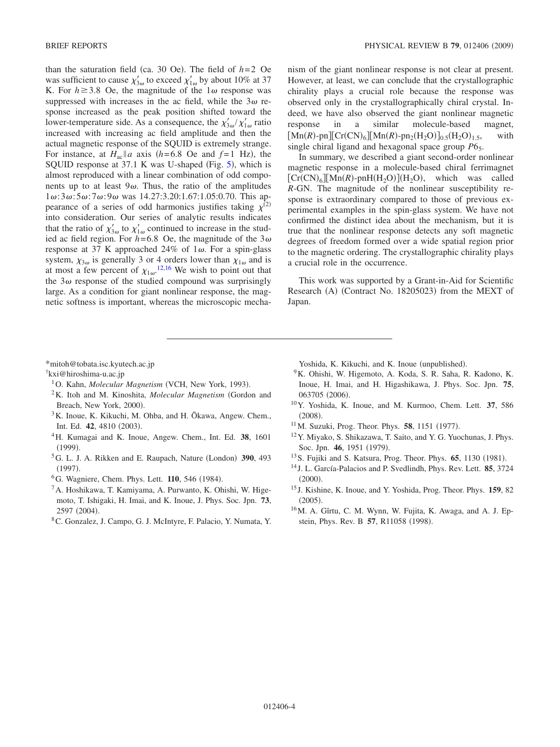than the saturation field (ca. 30 Oe). The field of $h=2$ Oe was sufficient to cause $\chi'_{3\omega}$ to exceed $\chi'_{1\omega}$ by about 10% at 37 K. For $h \geq 3.8$ Oe, the magnitude of the $1\omega$ response was suppressed with increases in the ac field, while the $3\omega$ response increased as the peak position shifted toward the lower-temperature side. As a consequence, the $\chi'_{3\omega}/\chi'_{1\omega}$ ratio increased with increasing ac field amplitude and then the actual magnetic response of the SQUID is extremely strange. For instance, at $H_{ac} \| a$ axis ($h=6.8$ Oe and $f=1$ Hz), the SQUID response at 37.1 K was U-shaped (Fig. 5), which is almost reproduced with a linear combination of odd components up to at least $9\omega$. Thus, the ratio of the amplitudes $1\omega{:}3\omega{:}5\omega{:}7\omega{:}9\omega$ was 14.27:3.20:1.67:1.05:0.70. This appearance of a series of odd harmonics justifies taking $\chi^{(2)}$ into consideration. Our series of analytic results indicates that the ratio of $\chi'_{3\omega}$ to $\chi'_{1\omega}$ continued to increase in the studied ac field region. For $h=6.8$ Oe, the magnitude of the $3\omega$ response at 37 K approached 24% of $1\omega$. For a spin-glass system, $\chi_{3\omega}$ is generally 3 or 4 orders lower than $\chi_{1\omega}$ and is at most a few percent of $\chi_{1\omega}$.[12,16] We wish to point out that the $3\omega$ response of the studied compound was surprisingly large. As a condition for giant nonlinear response, the magnetic softness is important, whereas the microscopic mechanism of the giant nonlinear response is not clear at present. However, at least, we can conclude that the crystallographic chirality plays a crucial role because the response was observed only in the crystallographically chiral crystal. Indeed, we have also observed the giant nonlinear magnetic response in a similar molecule-based magnet, $[Mn(R)\text{-}pn][Cr(CN)_6][Mn(R)\text{-}pn_2(H_2O)]_{0.5}(H_2O)_{1.5}$, with single chiral ligand and hexagonal space group $P6_5$.

In summary, we described a giant second-order nonlinear magnetic response in a molecule-based chiral ferrimagnet $[Cr(CN)_6][Mn(R)\text{-}pnH(H_2O)](H_2O)$, which was called *R*-GN. The magnitude of the nonlinear susceptibility response is extraordinary compared to those of previous experimental examples in the spin-glass system. We have not confirmed the distinct idea about the mechanism, but it is true that the nonlinear response detects any soft magnetic degrees of freedom formed over a wide spatial region prior to the magnetic ordering. The crystallographic chirality plays a crucial role in the occurrence.

This work was supported by a Grant-in-Aid for Scientific Research (A) (Contract No. 18205023) from the MEXT of Japan.

---

*mitoh@tobata.isc.kyutech.ac.jp

†kxi@hiroshima-u.ac.jp

[1] O. Kahn, *Molecular Magnetism* (VCH, New York, 1993).

[2] K. Itoh and M. Kinoshita, *Molecular Magnetism* (Gordon and Breach, New York, 2000).

[3] K. Inoue, K. Kikuchi, M. Ohba, and H. Ōkawa, Angew. Chem., Int. Ed. **42**, 4810 (2003).

[4] H. Kumagai and K. Inoue, Angew. Chem., Int. Ed. **38**, 1601 (1999).

[5] G. L. J. A. Rikken and E. Raupach, Nature (London) **390**, 493 (1997).

[6] G. Wagniere, Chem. Phys. Lett. **110**, 546 (1984).

[7] A. Hoshikawa, T. Kamiyama, A. Purwanto, K. Ohishi, W. Higemoto, T. Ishigaki, H. Imai, and K. Inoue, J. Phys. Soc. Jpn. **73**, 2597 (2004).

[8] C. Gonzalez, J. Campo, G. J. McIntyre, F. Palacio, Y. Numata, Y. Yoshida, K. Kikuchi, and K. Inoue (unpublished).

[9] K. Ohishi, W. Higemoto, A. Koda, S. R. Saha, R. Kadono, K. Inoue, H. Imai, and H. Higashikawa, J. Phys. Soc. Jpn. **75**, 063705 (2006).

[10] Y. Yoshida, K. Inoue, and M. Kurmoo, Chem. Lett. **37**, 586 (2008).

[11] M. Suzuki, Prog. Theor. Phys. **58**, 1151 (1977).

[12] Y. Miyako, S. Shikazawa, T. Saito, and Y. G. Yuochunas, J. Phys. Soc. Jpn. **46**, 1951 (1979).

[13] S. Fujiki and S. Katsura, Prog. Theor. Phys. **65**, 1130 (1981).

[14] J. L. García-Palacios and P. Svedlindh, Phys. Rev. Lett. **85**, 3724 (2000).

[15] J. Kishine, K. Inoue, and Y. Yoshida, Prog. Theor. Phys. **159**, 82 (2005).

[16] M. A. Gîrtu, C. M. Wynn, W. Fujita, K. Awaga, and A. J. Epstein, Phys. Rev. B **57**, R11058 (1998).